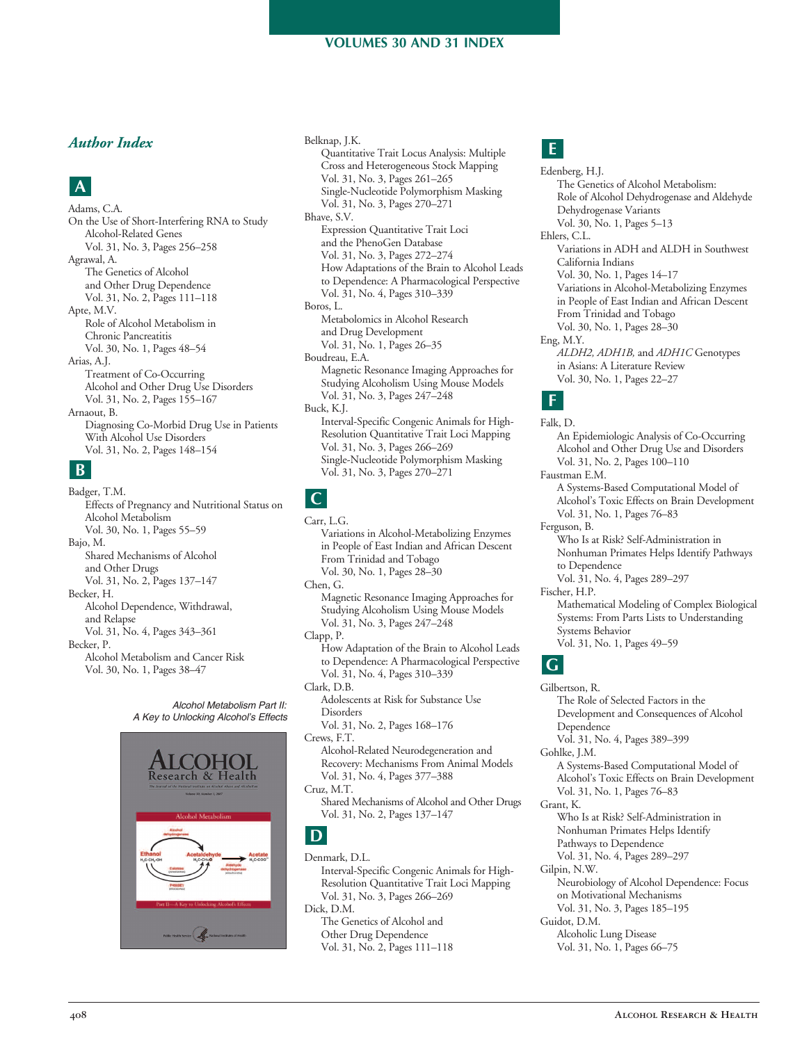# VOLUMES 30 AND 31 INDEX

## *Author Index*

### A

Adams, C.A.
On the Use of Short-Interfering RNA to Study Alcohol-Related Genes
Vol. 31, No. 3, Pages 256–258

Agrawal, A.
The Genetics of Alcohol and Other Drug Dependence
Vol. 31, No. 2, Pages 111–118

Apte, M.V.
Role of Alcohol Metabolism in Chronic Pancreatitis
Vol. 30, No. 1, Pages 48–54

Arias, A.J.
Treatment of Co-Occurring Alcohol and Other Drug Use Disorders
Vol. 31, No. 2, Pages 155–167

Arnaout, B.
Diagnosing Co-Morbid Drug Use in Patients With Alcohol Use Disorders
Vol. 31, No. 2, Pages 148–154

### B

Badger, T.M.
Effects of Pregnancy and Nutritional Status on Alcohol Metabolism
Vol. 30, No. 1, Pages 55–59

Bajo, M.
Shared Mechanisms of Alcohol and Other Drugs
Vol. 31, No. 2, Pages 137–147

Becker, H.
Alcohol Dependence, Withdrawal, and Relapse
Vol. 31, No. 4, Pages 343–361

Becker, P.
Alcohol Metabolism and Cancer Risk
Vol. 30, No. 1, Pages 38–47

*Alcohol Metabolism Part II: A Key to Unlocking Alcohol's Effects*

Belknap, J.K.
Quantitative Trait Locus Analysis: Multiple Cross and Heterogeneous Stock Mapping
Vol. 31, No. 3, Pages 261–265
Single-Nucleotide Polymorphism Masking
Vol. 31, No. 3, Pages 270–271

Bhave, S.V.
Expression Quantitative Trait Loci and the PhenoGen Database
Vol. 31, No. 3, Pages 272–274
How Adaptations of the Brain to Alcohol Leads to Dependence: A Pharmacological Perspective
Vol. 31, No. 4, Pages 310–339

Boros, L.
Metabolomics in Alcohol Research and Drug Development
Vol. 31, No. 1, Pages 26–35

Boudreau, E.A.
Magnetic Resonance Imaging Approaches for Studying Alcoholism Using Mouse Models
Vol. 31, No. 3, Pages 247–248

Buck, K.J.
Interval-Specific Congenic Animals for High-Resolution Quantitative Trait Loci Mapping
Vol. 31, No. 3, Pages 266–269
Single-Nucleotide Polymorphism Masking
Vol. 31, No. 3, Pages 270–271

### C

Carr, L.G.
Variations in Alcohol-Metabolizing Enzymes in People of East Indian and African Descent From Trinidad and Tobago
Vol. 30, No. 1, Pages 28–30

Chen, G.
Magnetic Resonance Imaging Approaches for Studying Alcoholism Using Mouse Models
Vol. 31, No. 3, Pages 247–248

Clapp, P.
How Adaptation of the Brain to Alcohol Leads to Dependence: A Pharmacological Perspective
Vol. 31, No. 4, Pages 310–339

Clark, D.B.
Adolescents at Risk for Substance Use Disorders
Vol. 31, No. 2, Pages 168–176

Crews, F.T.
Alcohol-Related Neurodegeneration and Recovery: Mechanisms From Animal Models
Vol. 31, No. 4, Pages 377–388

Cruz, M.T.
Shared Mechanisms of Alcohol and Other Drugs
Vol. 31, No. 2, Pages 137–147

### D

Denmark, D.L.
Interval-Specific Congenic Animals for High-Resolution Quantitative Trait Loci Mapping
Vol. 31, No. 3, Pages 266–269

Dick, D.M.
The Genetics of Alcohol and Other Drug Dependence
Vol. 31, No. 2, Pages 111–118

### E

Edenberg, H.J.
The Genetics of Alcohol Metabolism: Role of Alcohol Dehydrogenase and Aldehyde Dehydrogenase Variants
Vol. 30, No. 1, Pages 5–13

Ehlers, C.L.
Variations in ADH and ALDH in Southwest California Indians
Vol. 30, No. 1, Pages 14–17
Variations in Alcohol-Metabolizing Enzymes in People of East Indian and African Descent From Trinidad and Tobago
Vol. 30, No. 1, Pages 28–30

Eng, M.Y.
*ALDH2, ADH1B,* and *ADH1C* Genotypes in Asians: A Literature Review
Vol. 30, No. 1, Pages 22–27

### F

Falk, D.
An Epidemiologic Analysis of Co-Occurring Alcohol and Other Drug Use and Disorders
Vol. 31, No. 2, Pages 100–110

Faustman E.M.
A Systems-Based Computational Model of Alcohol's Toxic Effects on Brain Development
Vol. 31, No. 1, Pages 76–83

Ferguson, B.
Who Is at Risk? Self-Administration in Nonhuman Primates Helps Identify Pathways to Dependence
Vol. 31, No. 4, Pages 289–297

Fischer, H.P.
Mathematical Modeling of Complex Biological Systems: From Parts Lists to Understanding Systems Behavior
Vol. 31, No. 1, Pages 49–59

### G

Gilbertson, R.
The Role of Selected Factors in the Development and Consequences of Alcohol Dependence
Vol. 31, No. 4, Pages 389–399

Gohlke, J.M.
A Systems-Based Computational Model of Alcohol's Toxic Effects on Brain Development
Vol. 31, No. 1, Pages 76–83

Grant, K.
Who Is at Risk? Self-Administration in Nonhuman Primates Helps Identify Pathways to Dependence
Vol. 31, No. 4, Pages 289–297

Gilpin, N.W.
Neurobiology of Alcohol Dependence: Focus on Motivational Mechanisms
Vol. 31, No. 3, Pages 185–195

Guidot, D.M.
Alcoholic Lung Disease
Vol. 31, No. 1, Pages 66–75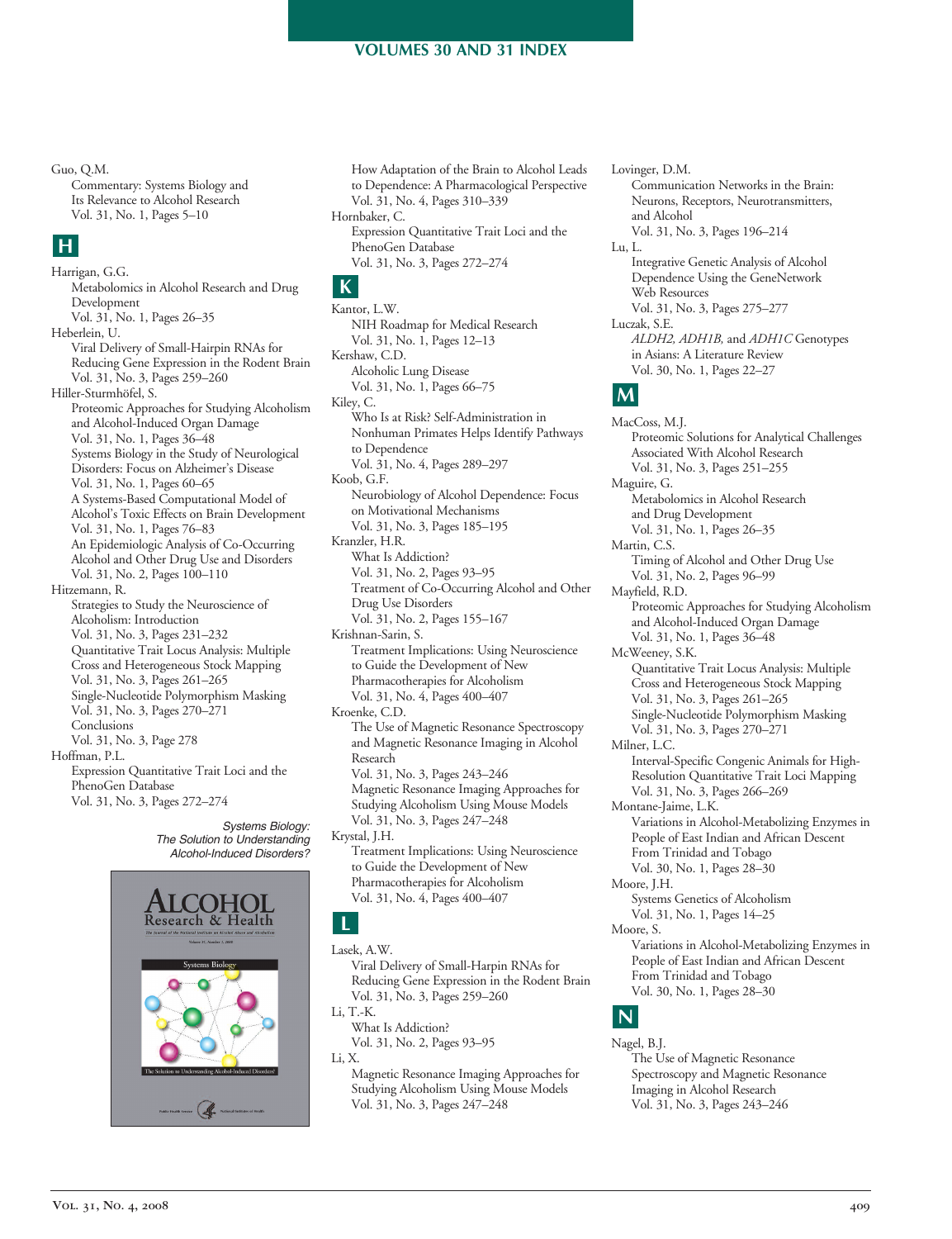# VOLUMES 30 AND 31 INDEX

Guo, Q.M.
Commentary: Systems Biology and Its Relevance to Alcohol Research
Vol. 31, No. 1, Pages 5–10

## H

Harrigan, G.G.
Metabolomics in Alcohol Research and Drug Development
Vol. 31, No. 1, Pages 26–35

Heberlein, U.
Viral Delivery of Small-Hairpin RNAs for Reducing Gene Expression in the Rodent Brain
Vol. 31, No. 3, Pages 259–260

Hiller-Sturmhöfel, S.
Proteomic Approaches for Studying Alcoholism and Alcohol-Induced Organ Damage
Vol. 31, No. 1, Pages 36–48
Systems Biology in the Study of Neurological Disorders: Focus on Alzheimer's Disease
Vol. 31, No. 1, Pages 60–65
A Systems-Based Computational Model of Alcohol's Toxic Effects on Brain Development
Vol. 31, No. 1, Pages 76–83
An Epidemiologic Analysis of Co-Occurring Alcohol and Other Drug Use and Disorders
Vol. 31, No. 2, Pages 100–110

Hitzemann, R.
Strategies to Study the Neuroscience of Alcoholism: Introduction
Vol. 31, No. 3, Pages 231–232
Quantitative Trait Locus Analysis: Multiple Cross and Heterogeneous Stock Mapping
Vol. 31, No. 3, Pages 261–265
Single-Nucleotide Polymorphism Masking
Vol. 31, No. 3, Pages 270–271
Conclusions
Vol. 31, No. 3, Page 278

Hoffman, P.L.
Expression Quantitative Trait Loci and the PhenoGen Database
Vol. 31, No. 3, Pages 272–274
How Adaptation of the Brain to Alcohol Leads to Dependence: A Pharmacological Perspective
Vol. 31, No. 4, Pages 310–339

*Systems Biology: The Solution to Understanding Alcohol-Induced Disorders?*

Hornbaker, C.
Expression Quantitative Trait Loci and the PhenoGen Database
Vol. 31, No. 3, Pages 272–274

## K

Kantor, L.W.
NIH Roadmap for Medical Research
Vol. 31, No. 1, Pages 12–13

Kershaw, C.D.
Alcoholic Lung Disease
Vol. 31, No. 1, Pages 66–75

Kiley, C.
Who Is at Risk? Self-Administration in Nonhuman Primates Helps Identify Pathways to Dependence
Vol. 31, No. 4, Pages 289–297

Koob, G.F.
Neurobiology of Alcohol Dependence: Focus on Motivational Mechanisms
Vol. 31, No. 3, Pages 185–195

Kranzler, H.R.
What Is Addiction?
Vol. 31, No. 2, Pages 93–95
Treatment of Co-Occurring Alcohol and Other Drug Use Disorders
Vol. 31, No. 2, Pages 155–167

Krishnan-Sarin, S.
Treatment Implications: Using Neuroscience to Guide the Development of New Pharmacotherapies for Alcoholism
Vol. 31, No. 4, Pages 400–407

Kroenke, C.D.
The Use of Magnetic Resonance Spectroscopy and Magnetic Resonance Imaging in Alcohol Research
Vol. 31, No. 3, Pages 243–246
Magnetic Resonance Imaging Approaches for Studying Alcoholism Using Mouse Models
Vol. 31, No. 3, Pages 247–248

Krystal, J.H.
Treatment Implications: Using Neuroscience to Guide the Development of New Pharmacotherapies for Alcoholism
Vol. 31, No. 4, Pages 400–407

## L

Lasek, A.W.
Viral Delivery of Small-Harpin RNAs for Reducing Gene Expression in the Rodent Brain
Vol. 31, No. 3, Pages 259–260

Li, T.-K.
What Is Addiction?
Vol. 31, No. 2, Pages 93–95

Li, X.
Magnetic Resonance Imaging Approaches for Studying Alcoholism Using Mouse Models
Vol. 31, No. 3, Pages 247–248

Lovinger, D.M.
Communication Networks in the Brain: Neurons, Receptors, Neurotransmitters, and Alcohol
Vol. 31, No. 3, Pages 196–214

Lu, L.
Integrative Genetic Analysis of Alcohol Dependence Using the GeneNetwork Web Resources
Vol. 31, No. 3, Pages 275–277

Luczak, S.E.
*ALDH2, ADH1B,* and *ADH1C* Genotypes in Asians: A Literature Review
Vol. 30, No. 1, Pages 22–27

## M

MacCoss, M.J.
Proteomic Solutions for Analytical Challenges Associated With Alcohol Research
Vol. 31, No. 3, Pages 251–255

Maguire, G.
Metabolomics in Alcohol Research and Drug Development
Vol. 31, No. 1, Pages 26–35

Martin, C.S.
Timing of Alcohol and Other Drug Use
Vol. 31, No. 2, Pages 96–99

Mayfield, R.D.
Proteomic Approaches for Studying Alcoholism and Alcohol-Induced Organ Damage
Vol. 31, No. 1, Pages 36–48

McWeeney, S.K.
Quantitative Trait Locus Analysis: Multiple Cross and Heterogeneous Stock Mapping
Vol. 31, No. 3, Pages 261–265
Single-Nucleotide Polymorphism Masking
Vol. 31, No. 3, Pages 270–271

Milner, L.C.
Interval-Specific Congenic Animals for High-Resolution Quantitative Trait Loci Mapping
Vol. 31, No. 3, Pages 266–269

Montane-Jaime, L.K.
Variations in Alcohol-Metabolizing Enzymes in People of East Indian and African Descent From Trinidad and Tobago
Vol. 30, No. 1, Pages 28–30

Moore, J.H.
Systems Genetics of Alcoholism
Vol. 31, No. 1, Pages 14–25

Moore, S.
Variations in Alcohol-Metabolizing Enzymes in People of East Indian and African Descent From Trinidad and Tobago
Vol. 30, No. 1, Pages 28–30

## N

Nagel, B.J.
The Use of Magnetic Resonance Spectroscopy and Magnetic Resonance Imaging in Alcohol Research
Vol. 31, No. 3, Pages 243–246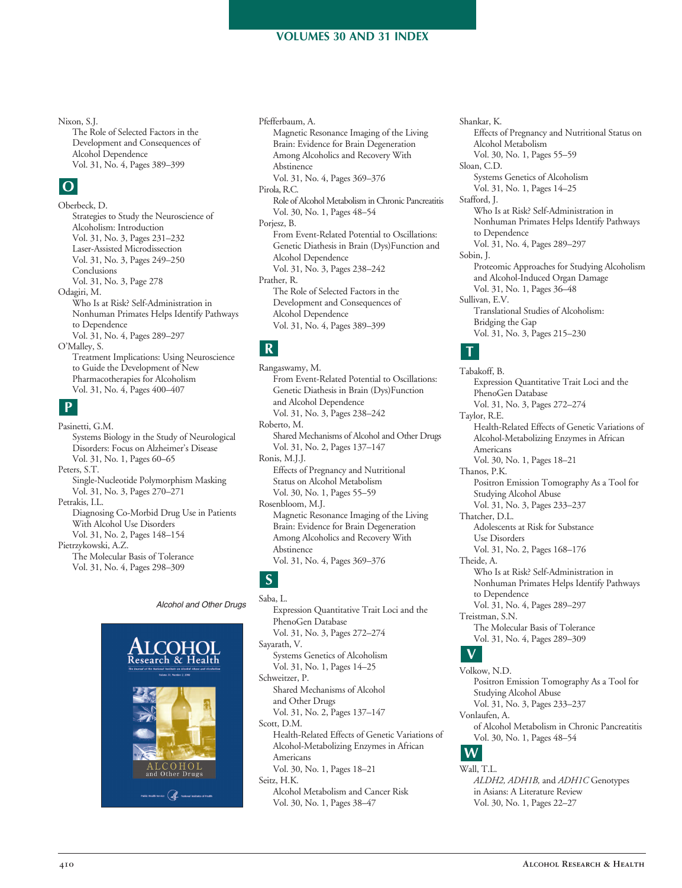Nixon, S.J.
The Role of Selected Factors in the Development and Consequences of Alcohol Dependence
Vol. 31, No. 4, Pages 389–399

## O

Oberbeck, D.
Strategies to Study the Neuroscience of Alcoholism: Introduction
Vol. 31, No. 3, Pages 231–232
Laser-Assisted Microdissection
Vol. 31, No. 3, Pages 249–250
Conclusions
Vol. 31, No. 3, Page 278

Odagiri, M.
Who Is at Risk? Self-Administration in Nonhuman Primates Helps Identify Pathways to Dependence
Vol. 31, No. 4, Pages 289–297

O'Malley, S.
Treatment Implications: Using Neuroscience to Guide the Development of New Pharmacotherapies for Alcoholism
Vol. 31, No. 4, Pages 400–407

## P

Pasinetti, G.M.
Systems Biology in the Study of Neurological Disorders: Focus on Alzheimer's Disease
Vol. 31, No. 1, Pages 60–65

Peters, S.T.
Single-Nucleotide Polymorphism Masking
Vol. 31, No. 3, Pages 270–271

Petrakis, I.L.
Diagnosing Co-Morbid Drug Use in Patients With Alcohol Use Disorders
Vol. 31, No. 2, Pages 148–154

Pietrzykowski, A.Z.
The Molecular Basis of Tolerance
Vol. 31, No. 4, Pages 298–309

*Alcohol and Other Drugs*

Pfefferbaum, A.
Magnetic Resonance Imaging of the Living Brain: Evidence for Brain Degeneration Among Alcoholics and Recovery With Abstinence
Vol. 31, No. 4, Pages 369–376

Pirola, R.C.
Role of Alcohol Metabolism in Chronic Pancreatitis
Vol. 30, No. 1, Pages 48–54

Porjesz, B.
From Event-Related Potential to Oscillations: Genetic Diathesis in Brain (Dys)Function and Alcohol Dependence
Vol. 31, No. 3, Pages 238–242

Prather, R.
The Role of Selected Factors in the Development and Consequences of Alcohol Dependence
Vol. 31, No. 4, Pages 389–399

## R

Rangaswamy, M.
From Event-Related Potential to Oscillations: Genetic Diathesis in Brain (Dys)Function and Alcohol Dependence
Vol. 31, No. 3, Pages 238–242

Roberto, M.
Shared Mechanisms of Alcohol and Other Drugs
Vol. 31, No. 2, Pages 137–147

Ronis, M.J.J.
Effects of Pregnancy and Nutritional Status on Alcohol Metabolism
Vol. 30, No. 1, Pages 55–59

Rosenbloom, M.J.
Magnetic Resonance Imaging of the Living Brain: Evidence for Brain Degeneration Among Alcoholics and Recovery With Abstinence
Vol. 31, No. 4, Pages 369–376

## S

Saba, L.
Expression Quantitative Trait Loci and the PhenoGen Database
Vol. 31, No. 3, Pages 272–274

Sayarath, V.
Systems Genetics of Alcoholism
Vol. 31, No. 1, Pages 14–25

Schweitzer, P.
Shared Mechanisms of Alcohol and Other Drugs
Vol. 31, No. 2, Pages 137–147

Scott, D.M.
Health-Related Effects of Genetic Variations of Alcohol-Metabolizing Enzymes in African Americans
Vol. 30, No. 1, Pages 18–21

Seitz, H.K.
Alcohol Metabolism and Cancer Risk
Vol. 30, No. 1, Pages 38–47

Shankar, K.
Effects of Pregnancy and Nutritional Status on Alcohol Metabolism
Vol. 30, No. 1, Pages 55–59

Sloan, C.D.
Systems Genetics of Alcoholism
Vol. 31, No. 1, Pages 14–25

Stafford, J.
Who Is at Risk? Self-Administration in Nonhuman Primates Helps Identify Pathways to Dependence
Vol. 31, No. 4, Pages 289–297

Sobin, J.
Proteomic Approaches for Studying Alcoholism and Alcohol-Induced Organ Damage
Vol. 31, No. 1, Pages 36–48

Sullivan, E.V.
Translational Studies of Alcoholism: Bridging the Gap
Vol. 31, No. 3, Pages 215–230

## T

Tabakoff, B.
Expression Quantitative Trait Loci and the PhenoGen Database
Vol. 31, No. 3, Pages 272–274

Taylor, R.E.
Health-Related Effects of Genetic Variations of Alcohol-Metabolizing Enzymes in African Americans
Vol. 30, No. 1, Pages 18–21

Thanos, P.K.
Positron Emission Tomography As a Tool for Studying Alcohol Abuse
Vol. 31, No. 3, Pages 233–237

Thatcher, D.L.
Adolescents at Risk for Substance Use Disorders
Vol. 31, No. 2, Pages 168–176

Theide, A.
Who Is at Risk? Self-Administration in Nonhuman Primates Helps Identify Pathways to Dependence
Vol. 31, No. 4, Pages 289–297

Treistman, S.N.
The Molecular Basis of Tolerance
Vol. 31, No. 4, Pages 289–309

## V

Volkow, N.D.
Positron Emission Tomography As a Tool for Studying Alcohol Abuse
Vol. 31, No. 3, Pages 233–237

Vonlaufen, A.
of Alcohol Metabolism in Chronic Pancreatitis
Vol. 30, No. 1, Pages 48–54

## W

Wall, T.L.
*ALDH2, ADH1B,* and *ADH1C* Genotypes in Asians: A Literature Review
Vol. 30, No. 1, Pages 22–27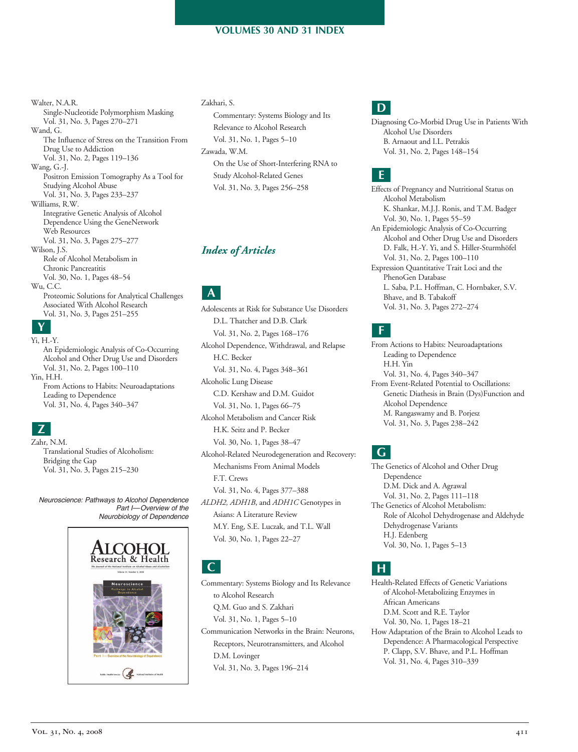# VOLUMES 30 AND 31 INDEX

Walter, N.A.R.
Single-Nucleotide Polymorphism Masking
Vol. 31, No. 3, Pages 270–271

Wand, G.
The Influence of Stress on the Transition From Drug Use to Addiction
Vol. 31, No. 2, Pages 119–136

Wang, G.-J.
Positron Emission Tomography As a Tool for Studying Alcohol Abuse
Vol. 31, No. 3, Pages 233–237

Williams, R.W.
Integrative Genetic Analysis of Alcohol Dependence Using the GeneNetwork Web Resources
Vol. 31, No. 3, Pages 275–277

Wilson, J.S.
Role of Alcohol Metabolism in Chronic Pancreatitis
Vol. 30, No. 1, Pages 48–54

Wu, C.C.
Proteomic Solutions for Analytical Challenges Associated With Alcohol Research
Vol. 31, No. 3, Pages 251–255

## Y

Yi, H.-Y.
An Epidemiologic Analysis of Co-Occurring Alcohol and Other Drug Use and Disorders
Vol. 31, No. 2, Pages 100–110

Yin, H.H.
From Actions to Habits: Neuroadaptations Leading to Dependence
Vol. 31, No. 4, Pages 340–347

## Z

Zahr, N.M.
Translational Studies of Alcoholism: Bridging the Gap
Vol. 31, No. 3, Pages 215–230

*Neuroscience: Pathways to Alcohol Dependence Part I—Overview of the Neurobiology of Dependence*

Zakhari, S.
Commentary: Systems Biology and Its Relevance to Alcohol Research
Vol. 31, No. 1, Pages 5–10

Zawada, W.M.
On the Use of Short-Interfering RNA to Study Alcohol-Related Genes
Vol. 31, No. 3, Pages 256–258

## *Index of Articles*

## A

Adolescents at Risk for Substance Use Disorders
D.L. Thatcher and D.B. Clark
Vol. 31, No. 2, Pages 168–176

Alcohol Dependence, Withdrawal, and Relapse
H.C. Becker
Vol. 31, No. 4, Pages 348–361

Alcoholic Lung Disease
C.D. Kershaw and D.M. Guidot
Vol. 31, No. 1, Pages 66–75

Alcohol Metabolism and Cancer Risk
H.K. Seitz and P. Becker
Vol. 30, No. 1, Pages 38–47

Alcohol-Related Neurodegeneration and Recovery: Mechanisms From Animal Models
F.T. Crews
Vol. 31, No. 4, Pages 377–388

*ALDH2, ADH1B*, and *ADH1C* Genotypes in Asians: A Literature Review
M.Y. Eng, S.E. Luczak, and T.L. Wall
Vol. 30, No. 1, Pages 22–27

## C

Commentary: Systems Biology and Its Relevance to Alcohol Research
Q.M. Guo and S. Zakhari
Vol. 31, No. 1, Pages 5–10

Communication Networks in the Brain: Neurons, Receptors, Neurotransmitters, and Alcohol
D.M. Lovinger
Vol. 31, No. 3, Pages 196–214

## D

Diagnosing Co-Morbid Drug Use in Patients With Alcohol Use Disorders
B. Arnaout and I.L. Petrakis
Vol. 31, No. 2, Pages 148–154

## E

Effects of Pregnancy and Nutritional Status on Alcohol Metabolism
K. Shankar, M.J.J. Ronis, and T.M. Badger
Vol. 30, No. 1, Pages 55–59

An Epidemiologic Analysis of Co-Occurring Alcohol and Other Drug Use and Disorders
D. Falk, H.-Y. Yi, and S. Hiller-Sturmhöfel
Vol. 31, No. 2, Pages 100–110

Expression Quantitative Trait Loci and the PhenoGen Database
L. Saba, P.L. Hoffman, C. Hornbaker, S.V. Bhave, and B. Tabakoff
Vol. 31, No. 3, Pages 272–274

## F

From Actions to Habits: Neuroadaptations Leading to Dependence
H.H. Yin
Vol. 31, No. 4, Pages 340–347

From Event-Related Potential to Oscillations: Genetic Diathesis in Brain (Dys)Function and Alcohol Dependence
M. Rangaswamy and B. Porjesz
Vol. 31, No. 3, Pages 238–242

## G

The Genetics of Alcohol and Other Drug Dependence
D.M. Dick and A. Agrawal
Vol. 31, No. 2, Pages 111–118

The Genetics of Alcohol Metabolism: Role of Alcohol Dehydrogenase and Aldehyde Dehydrogenase Variants
H.J. Edenberg
Vol. 30, No. 1, Pages 5–13

## H

Health-Related Effects of Genetic Variations of Alcohol-Metabolizing Enzymes in African Americans
D.M. Scott and R.E. Taylor
Vol. 30, No. 1, Pages 18–21

How Adaptation of the Brain to Alcohol Leads to Dependence: A Pharmacological Perspective
P. Clapp, S.V. Bhave, and P.L. Hoffman
Vol. 31, No. 4, Pages 310–339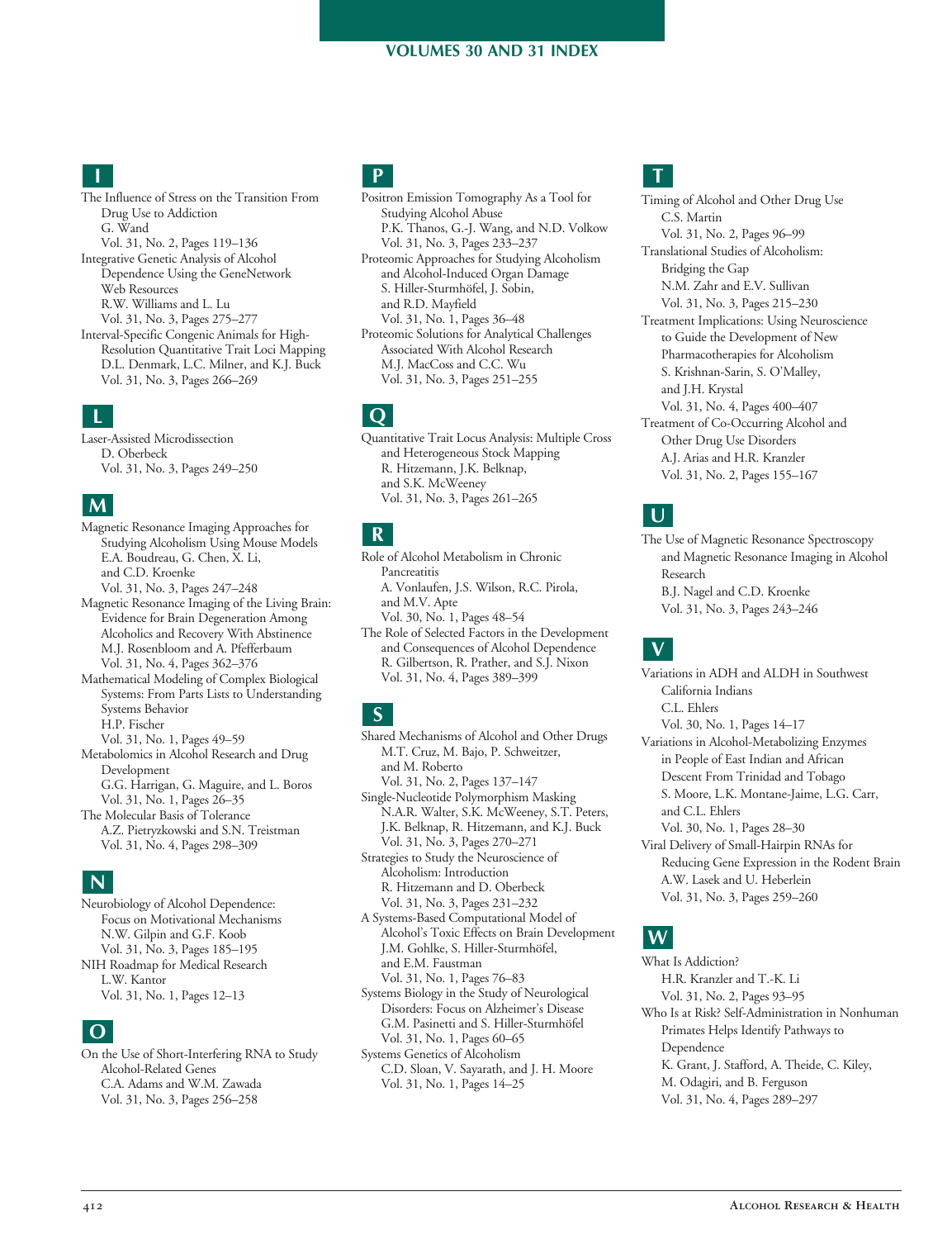## VOLUMES 30 AND 31 INDEX

### I

The Influence of Stress on the Transition From Drug Use to Addiction
G. Wand
Vol. 31, No. 2, Pages 119–136

Integrative Genetic Analysis of Alcohol Dependence Using the GeneNetwork Web Resources
R.W. Williams and L. Lu
Vol. 31, No. 3, Pages 275–277

Interval-Specific Congenic Animals for High-Resolution Quantitative Trait Loci Mapping
D.L. Denmark, L.C. Milner, and K.J. Buck
Vol. 31, No. 3, Pages 266–269

### L

Laser-Assisted Microdissection
D. Oberbeck
Vol. 31, No. 3, Pages 249–250

### M

Magnetic Resonance Imaging Approaches for Studying Alcoholism Using Mouse Models
E.A. Boudreau, G. Chen, X. Li, and C.D. Kroenke
Vol. 31, No. 3, Pages 247–248

Magnetic Resonance Imaging of the Living Brain: Evidence for Brain Degeneration Among Alcoholics and Recovery With Abstinence
M.J. Rosenbloom and A. Pfefferbaum
Vol. 31, No. 4, Pages 362–376

Mathematical Modeling of Complex Biological Systems: From Parts Lists to Understanding Systems Behavior
H.P. Fischer
Vol. 31, No. 1, Pages 49–59

Metabolomics in Alcohol Research and Drug Development
G.G. Harrigan, G. Maguire, and L. Boros
Vol. 31, No. 1, Pages 26–35

The Molecular Basis of Tolerance
A.Z. Pietryzkowski and S.N. Treistman
Vol. 31, No. 4, Pages 298–309

### N

Neurobiology of Alcohol Dependence: Focus on Motivational Mechanisms
N.W. Gilpin and G.F. Koob
Vol. 31, No. 3, Pages 185–195

NIH Roadmap for Medical Research
L.W. Kantor
Vol. 31, No. 1, Pages 12–13

### O

On the Use of Short-Interfering RNA to Study Alcohol-Related Genes
C.A. Adams and W.M. Zawada
Vol. 31, No. 3, Pages 256–258

### P

Positron Emission Tomography As a Tool for Studying Alcohol Abuse
P.K. Thanos, G.-J. Wang, and N.D. Volkow
Vol. 31, No. 3, Pages 233–237

Proteomic Approaches for Studying Alcoholism and Alcohol-Induced Organ Damage
S. Hiller-Sturmhöfel, J. Sobin, and R.D. Mayfield
Vol. 31, No. 1, Pages 36–48

Proteomic Solutions for Analytical Challenges Associated With Alcohol Research
M.J. MacCoss and C.C. Wu
Vol. 31, No. 3, Pages 251–255

### Q

Quantitative Trait Locus Analysis: Multiple Cross and Heterogeneous Stock Mapping
R. Hitzemann, J.K. Belknap, and S.K. McWeeney
Vol. 31, No. 3, Pages 261–265

### R

Role of Alcohol Metabolism in Chronic Pancreatitis
A. Vonlaufen, J.S. Wilson, R.C. Pirola, and M.V. Apte
Vol. 30, No. 1, Pages 48–54

The Role of Selected Factors in the Development and Consequences of Alcohol Dependence
R. Gilbertson, R. Prather, and S.J. Nixon
Vol. 31, No. 4, Pages 389–399

### S

Shared Mechanisms of Alcohol and Other Drugs
M.T. Cruz, M. Bajo, P. Schweitzer, and M. Roberto
Vol. 31, No. 2, Pages 137–147

Single-Nucleotide Polymorphism Masking
N.A.R. Walter, S.K. McWeeney, S.T. Peters, J.K. Belknap, R. Hitzemann, and K.J. Buck
Vol. 31, No. 3, Pages 270–271

Strategies to Study the Neuroscience of Alcoholism: Introduction
R. Hitzemann and D. Oberbeck
Vol. 31, No. 3, Pages 231–232

A Systems-Based Computational Model of Alcohol's Toxic Effects on Brain Development
J.M. Gohlke, S. Hiller-Sturmhöfel, and E.M. Faustman
Vol. 31, No. 1, Pages 76–83

Systems Biology in the Study of Neurological Disorders: Focus on Alzheimer's Disease
G.M. Pasinetti and S. Hiller-Sturmhöfel
Vol. 31, No. 1, Pages 60–65

Systems Genetics of Alcoholism
C.D. Sloan, V. Sayarath, and J. H. Moore
Vol. 31, No. 1, Pages 14–25

### T

Timing of Alcohol and Other Drug Use
C.S. Martin
Vol. 31, No. 2, Pages 96–99

Translational Studies of Alcoholism: Bridging the Gap
N.M. Zahr and E.V. Sullivan
Vol. 31, No. 3, Pages 215–230

Treatment Implications: Using Neuroscience to Guide the Development of New Pharmacotherapies for Alcoholism
S. Krishnan-Sarin, S. O'Malley, and J.H. Krystal
Vol. 31, No. 4, Pages 400–407

Treatment of Co-Occurring Alcohol and Other Drug Use Disorders
A.J. Arias and H.R. Kranzler
Vol. 31, No. 2, Pages 155–167

### U

The Use of Magnetic Resonance Spectroscopy and Magnetic Resonance Imaging in Alcohol Research
B.J. Nagel and C.D. Kroenke
Vol. 31, No. 3, Pages 243–246

### V

Variations in ADH and ALDH in Southwest California Indians
C.L. Ehlers
Vol. 30, No. 1, Pages 14–17

Variations in Alcohol-Metabolizing Enzymes in People of East Indian and African Descent From Trinidad and Tobago
S. Moore, L.K. Montane-Jaime, L.G. Carr, and C.L. Ehlers
Vol. 30, No. 1, Pages 28–30

Viral Delivery of Small-Hairpin RNAs for Reducing Gene Expression in the Rodent Brain
A.W. Lasek and U. Heberlein
Vol. 31, No. 3, Pages 259–260

### W

What Is Addiction?
H.R. Kranzler and T.-K. Li
Vol. 31, No. 2, Pages 93–95

Who Is at Risk? Self-Administration in Nonhuman Primates Helps Identify Pathways to Dependence
K. Grant, J. Stafford, A. Theide, C. Kiley, M. Odagiri, and B. Ferguson
Vol. 31, No. 4, Pages 289–297